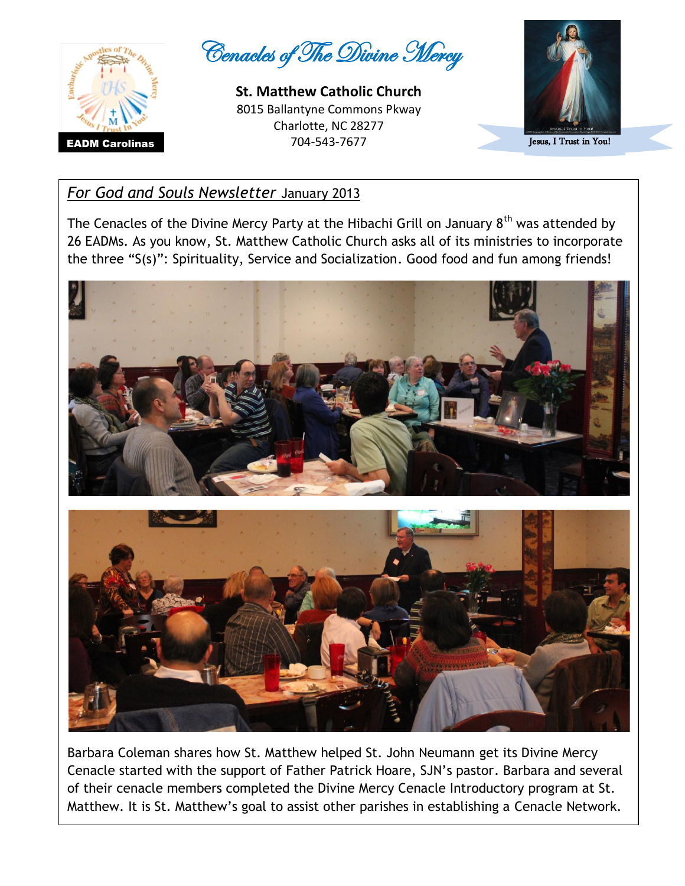EADM Carolinas

# Cenacles of The Divine Mercy

**St. Matthew Catholic Church**
8015 Ballantyne Commons Pkway
Charlotte, NC 28277
704-543-7677

Jesus, I Trust in You!

## *For God and Souls Newsletter* January 2013

The Cenacles of the Divine Mercy Party at the Hibachi Grill on January 8th was attended by 26 EADMs. As you know, St. Matthew Catholic Church asks all of its ministries to incorporate the three "S(s)": Spirituality, Service and Socialization. Good food and fun among friends!

Barbara Coleman shares how St. Matthew helped St. John Neumann get its Divine Mercy Cenacle started with the support of Father Patrick Hoare, SJN's pastor. Barbara and several of their cenacle members completed the Divine Mercy Cenacle Introductory program at St. Matthew. It is St. Matthew's goal to assist other parishes in establishing a Cenacle Network.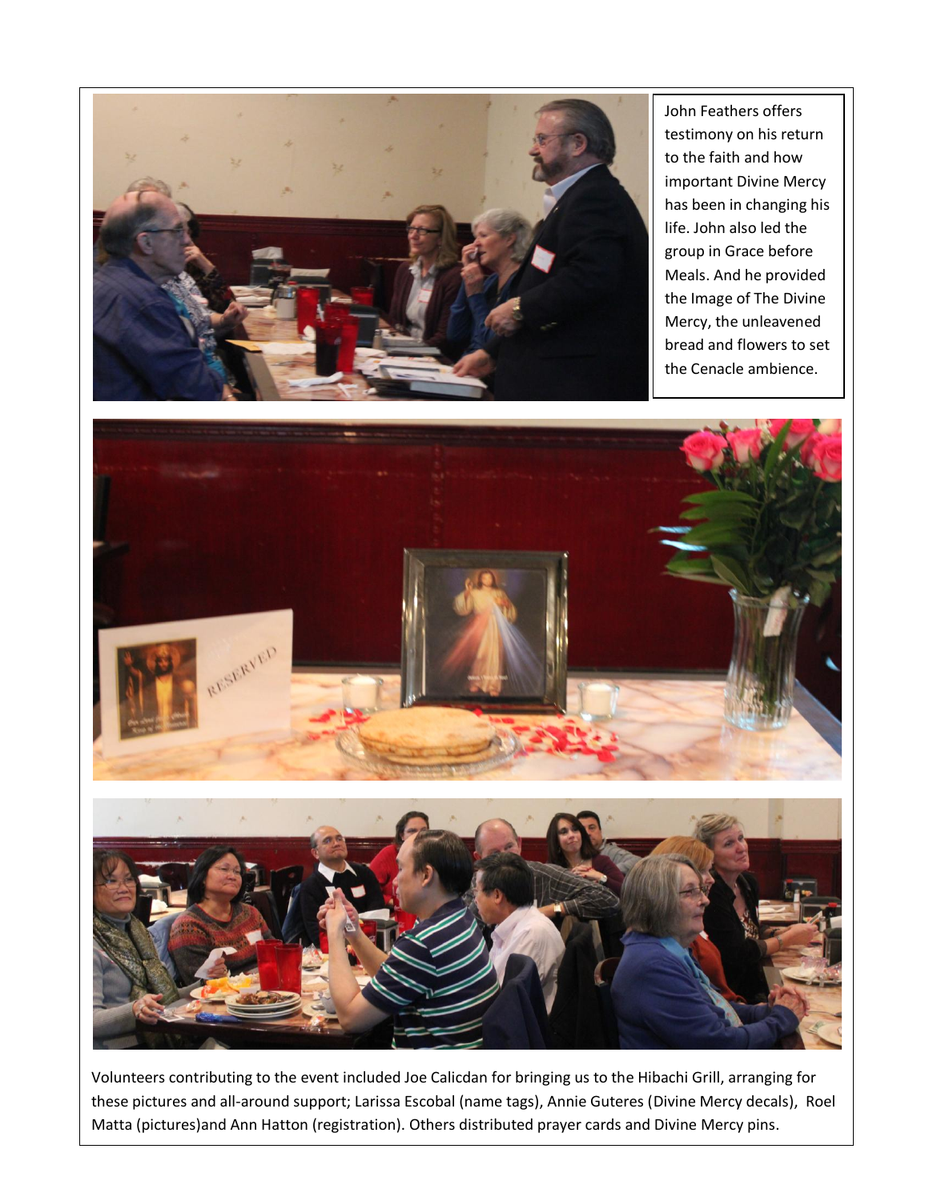John Feathers offers testimony on his return to the faith and how important Divine Mercy has been in changing his life. John also led the group in Grace before Meals. And he provided the Image of The Divine Mercy, the unleavened bread and flowers to set the Cenacle ambience.

Volunteers contributing to the event included Joe Calicdan for bringing us to the Hibachi Grill, arranging for these pictures and all-around support; Larissa Escobal (name tags), Annie Guteres (Divine Mercy decals), Roel Matta (pictures)and Ann Hatton (registration). Others distributed prayer cards and Divine Mercy pins.